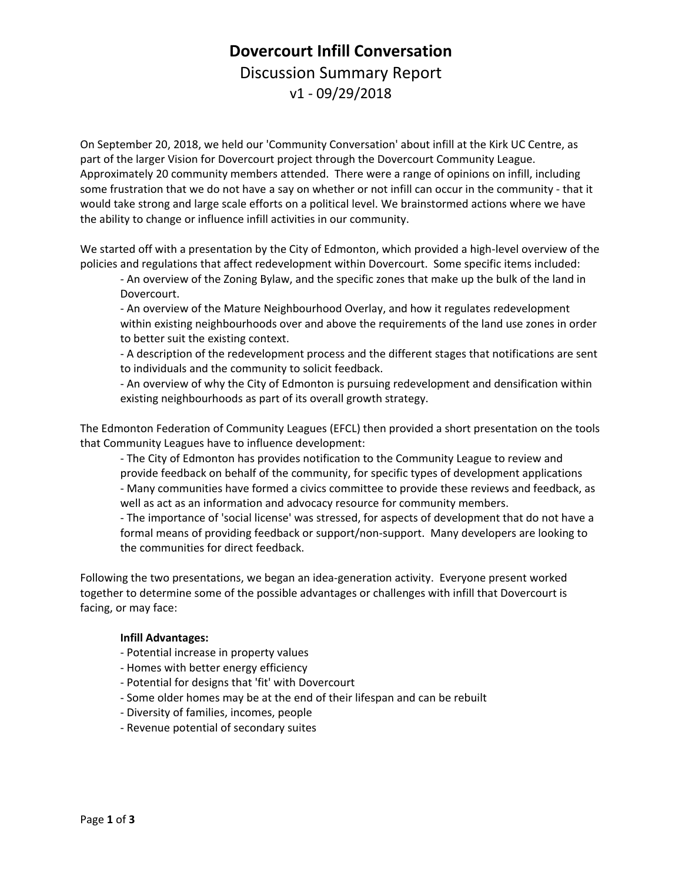# Dovercourt Infill Conversation

## Discussion Summary Report

v1 - 09/29/2018

On September 20, 2018, we held our 'Community Conversation' about infill at the Kirk UC Centre, as part of the larger Vision for Dovercourt project through the Dovercourt Community League. Approximately 20 community members attended. There were a range of opinions on infill, including some frustration that we do not have a say on whether or not infill can occur in the community - that it would take strong and large scale efforts on a political level. We brainstormed actions where we have the ability to change or influence infill activities in our community.

We started off with a presentation by the City of Edmonton, which provided a high-level overview of the policies and regulations that affect redevelopment within Dovercourt. Some specific items included:

- An overview of the Zoning Bylaw, and the specific zones that make up the bulk of the land in Dovercourt.
- An overview of the Mature Neighbourhood Overlay, and how it regulates redevelopment within existing neighbourhoods over and above the requirements of the land use zones in order to better suit the existing context.
- A description of the redevelopment process and the different stages that notifications are sent to individuals and the community to solicit feedback.
- An overview of why the City of Edmonton is pursuing redevelopment and densification within existing neighbourhoods as part of its overall growth strategy.

The Edmonton Federation of Community Leagues (EFCL) then provided a short presentation on the tools that Community Leagues have to influence development:

- The City of Edmonton has provides notification to the Community League to review and provide feedback on behalf of the community, for specific types of development applications
- Many communities have formed a civics committee to provide these reviews and feedback, as well as act as an information and advocacy resource for community members.
- The importance of 'social license' was stressed, for aspects of development that do not have a formal means of providing feedback or support/non-support. Many developers are looking to the communities for direct feedback.

Following the two presentations, we began an idea-generation activity. Everyone present worked together to determine some of the possible advantages or challenges with infill that Dovercourt is facing, or may face:

**Infill Advantages:**

- Potential increase in property values
- Homes with better energy efficiency
- Potential for designs that 'fit' with Dovercourt
- Some older homes may be at the end of their lifespan and can be rebuilt
- Diversity of families, incomes, people
- Revenue potential of secondary suites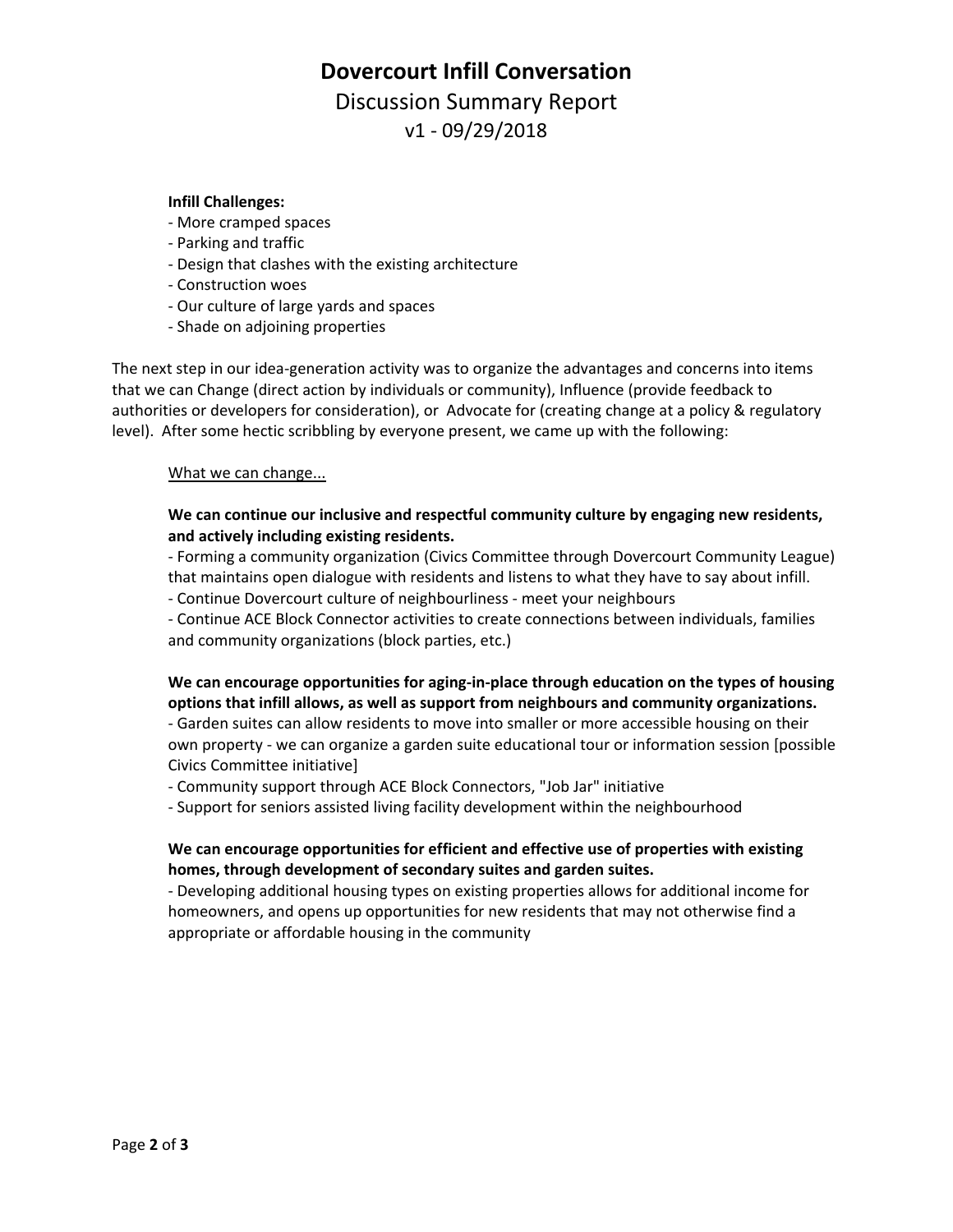# Dovercourt Infill Conversation

## Discussion Summary Report

v1 - 09/29/2018

**Infill Challenges:**

- More cramped spaces
- Parking and traffic
- Design that clashes with the existing architecture
- Construction woes
- Our culture of large yards and spaces
- Shade on adjoining properties

The next step in our idea-generation activity was to organize the advantages and concerns into items that we can Change (direct action by individuals or community), Influence (provide feedback to authorities or developers for consideration), or Advocate for (creating change at a policy & regulatory level). After some hectic scribbling by everyone present, we came up with the following:

<u>What we can change...</u>

**We can continue our inclusive and respectful community culture by engaging new residents, and actively including existing residents.**

- Forming a community organization (Civics Committee through Dovercourt Community League) that maintains open dialogue with residents and listens to what they have to say about infill.
- Continue Dovercourt culture of neighbourliness - meet your neighbours
- Continue ACE Block Connector activities to create connections between individuals, families and community organizations (block parties, etc.)

**We can encourage opportunities for aging-in-place through education on the types of housing options that infill allows, as well as support from neighbours and community organizations.**

- Garden suites can allow residents to move into smaller or more accessible housing on their own property - we can organize a garden suite educational tour or information session [possible Civics Committee initiative]
- Community support through ACE Block Connectors, "Job Jar" initiative
- Support for seniors assisted living facility development within the neighbourhood

**We can encourage opportunities for efficient and effective use of properties with existing homes, through development of secondary suites and garden suites.**

- Developing additional housing types on existing properties allows for additional income for homeowners, and opens up opportunities for new residents that may not otherwise find a appropriate or affordable housing in the community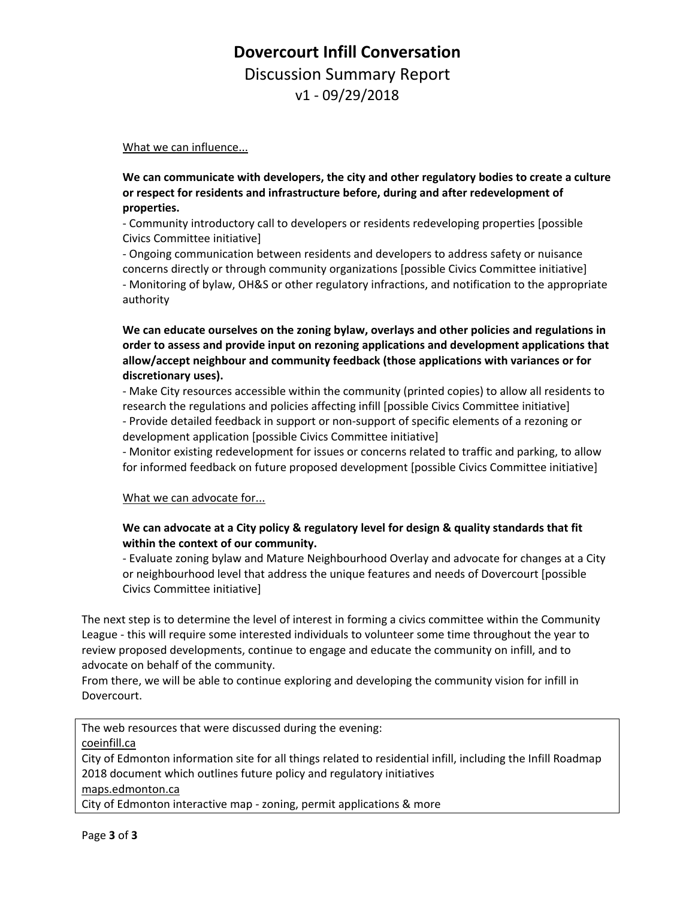# Dovercourt Infill Conversation

Discussion Summary Report

v1 - 09/29/2018

What we can influence...

**We can communicate with developers, the city and other regulatory bodies to create a culture or respect for residents and infrastructure before, during and after redevelopment of properties.**

- Community introductory call to developers or residents redeveloping properties [possible Civics Committee initiative]
- Ongoing communication between residents and developers to address safety or nuisance concerns directly or through community organizations [possible Civics Committee initiative]
- Monitoring of bylaw, OH&S or other regulatory infractions, and notification to the appropriate authority

**We can educate ourselves on the zoning bylaw, overlays and other policies and regulations in order to assess and provide input on rezoning applications and development applications that allow/accept neighbour and community feedback (those applications with variances or for discretionary uses).**

- Make City resources accessible within the community (printed copies) to allow all residents to research the regulations and policies affecting infill [possible Civics Committee initiative]
- Provide detailed feedback in support or non-support of specific elements of a rezoning or development application [possible Civics Committee initiative]
- Monitor existing redevelopment for issues or concerns related to traffic and parking, to allow for informed feedback on future proposed development [possible Civics Committee initiative]

What we can advocate for...

**We can advocate at a City policy & regulatory level for design & quality standards that fit within the context of our community.**

- Evaluate zoning bylaw and Mature Neighbourhood Overlay and advocate for changes at a City or neighbourhood level that address the unique features and needs of Dovercourt [possible Civics Committee initiative]

The next step is to determine the level of interest in forming a civics committee within the Community League - this will require some interested individuals to volunteer some time throughout the year to review proposed developments, continue to engage and educate the community on infill, and to advocate on behalf of the community.
From there, we will be able to continue exploring and developing the community vision for infill in Dovercourt.

The web resources that were discussed during the evening:

coeinfill.ca

City of Edmonton information site for all things related to residential infill, including the Infill Roadmap 2018 document which outlines future policy and regulatory initiatives

maps.edmonton.ca

City of Edmonton interactive map - zoning, permit applications & more